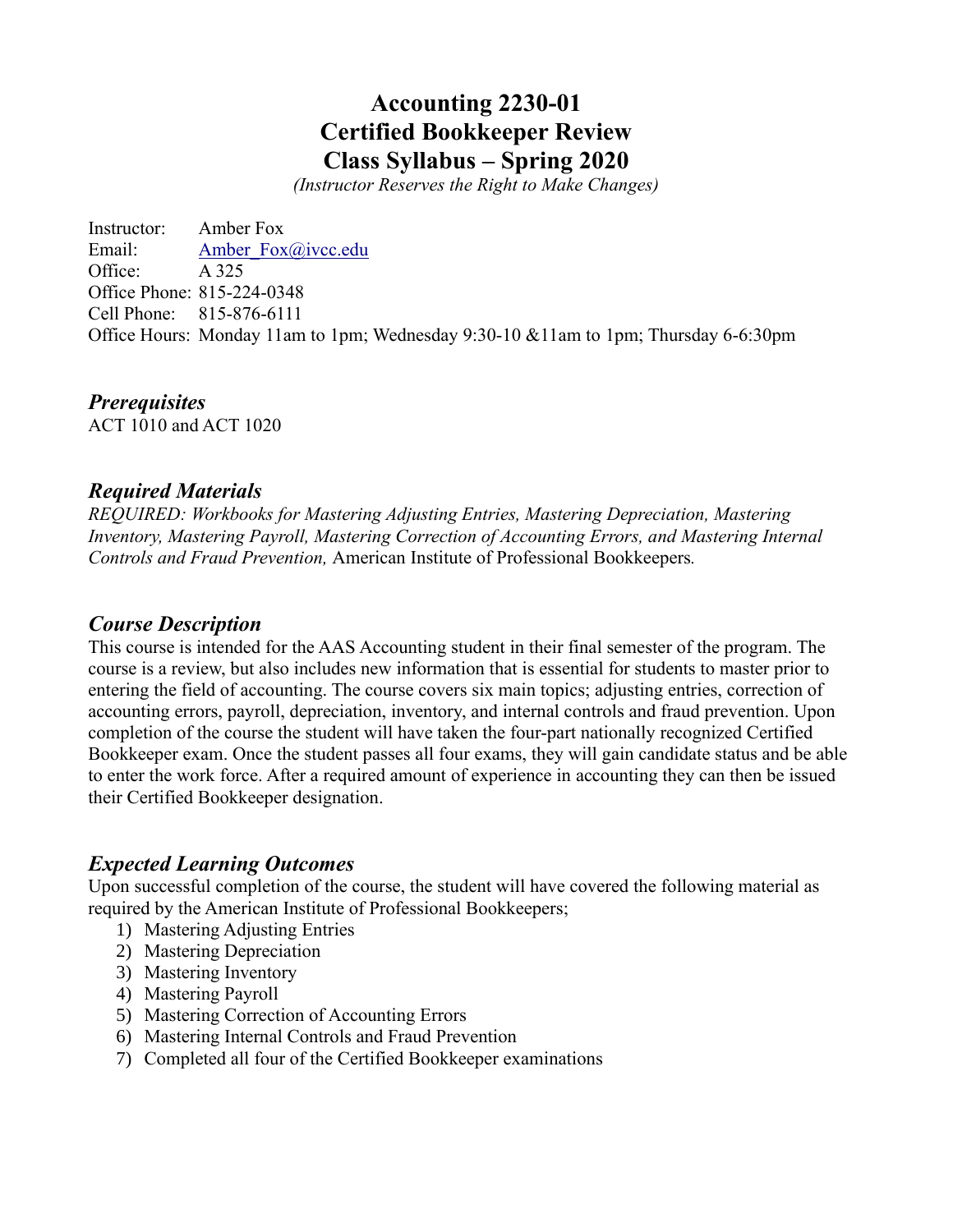# Accounting 2230-01
# Certified Bookkeeper Review
# Class Syllabus – Spring 2020

*(Instructor Reserves the Right to Make Changes)*

Instructor: Amber Fox
Email: Amber_Fox@ivcc.edu
Office: A 325
Office Phone: 815-224-0348
Cell Phone: 815-876-6111
Office Hours: Monday 11am to 1pm; Wednesday 9:30-10 &11am to 1pm; Thursday 6-6:30pm

## *Prerequisites*

ACT 1010 and ACT 1020

## *Required Materials*

*REQUIRED: Workbooks for Mastering Adjusting Entries, Mastering Depreciation, Mastering Inventory, Mastering Payroll, Mastering Correction of Accounting Errors, and Mastering Internal Controls and Fraud Prevention,* American Institute of Professional Bookkeepers*.*

## *Course Description*

This course is intended for the AAS Accounting student in their final semester of the program. The course is a review, but also includes new information that is essential for students to master prior to entering the field of accounting. The course covers six main topics; adjusting entries, correction of accounting errors, payroll, depreciation, inventory, and internal controls and fraud prevention. Upon completion of the course the student will have taken the four-part nationally recognized Certified Bookkeeper exam. Once the student passes all four exams, they will gain candidate status and be able to enter the work force. After a required amount of experience in accounting they can then be issued their Certified Bookkeeper designation.

## *Expected Learning Outcomes*

Upon successful completion of the course, the student will have covered the following material as required by the American Institute of Professional Bookkeepers;

1) Mastering Adjusting Entries
2) Mastering Depreciation
3) Mastering Inventory
4) Mastering Payroll
5) Mastering Correction of Accounting Errors
6) Mastering Internal Controls and Fraud Prevention
7) Completed all four of the Certified Bookkeeper examinations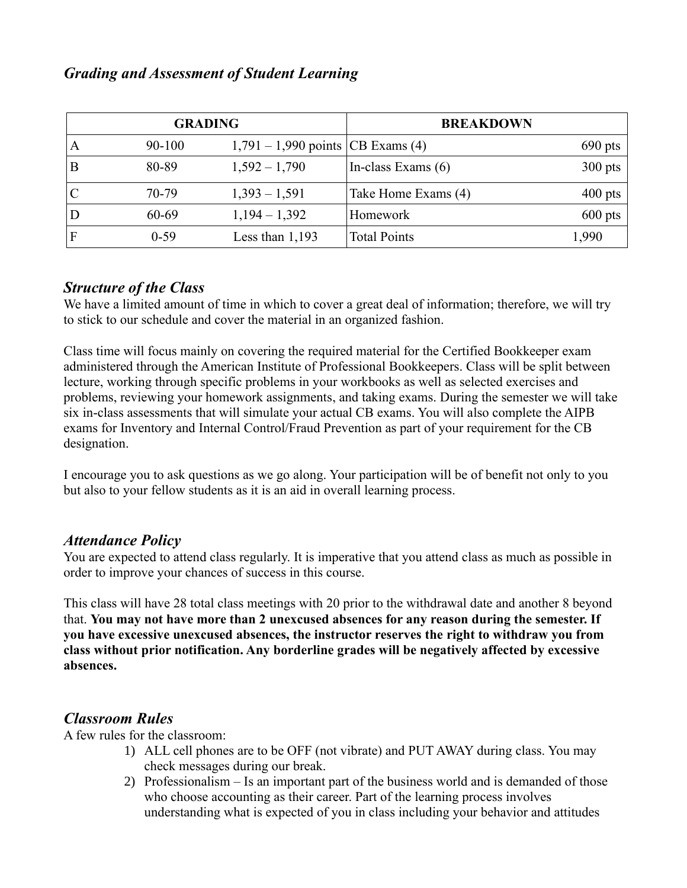### *Grading and Assessment of Student Learning*

| GRADING | | | BREAKDOWN | |
|---|---|---|---|---|
| A | 90-100 | 1,791 – 1,990 points | CB Exams (4) | 690 pts |
| B | 80-89 | 1,592 – 1,790 | In-class Exams (6) | 300 pts |
| C | 70-79 | 1,393 – 1,591 | Take Home Exams (4) | 400 pts |
| D | 60-69 | 1,194 – 1,392 | Homework | 600 pts |
| F | 0-59 | Less than 1,193 | Total Points | 1,990 |

## *Structure of the Class*

We have a limited amount of time in which to cover a great deal of information; therefore, we will try to stick to our schedule and cover the material in an organized fashion.

Class time will focus mainly on covering the required material for the Certified Bookkeeper exam administered through the American Institute of Professional Bookkeepers. Class will be split between lecture, working through specific problems in your workbooks as well as selected exercises and problems, reviewing your homework assignments, and taking exams. During the semester we will take six in-class assessments that will simulate your actual CB exams. You will also complete the AIPB exams for Inventory and Internal Control/Fraud Prevention as part of your requirement for the CB designation.

I encourage you to ask questions as we go along. Your participation will be of benefit not only to you but also to your fellow students as it is an aid in overall learning process.

## *Attendance Policy*

You are expected to attend class regularly. It is imperative that you attend class as much as possible in order to improve your chances of success in this course.

This class will have 28 total class meetings with 20 prior to the withdrawal date and another 8 beyond that. **You may not have more than 2 unexcused absences for any reason during the semester. If you have excessive unexcused absences, the instructor reserves the right to withdraw you from class without prior notification. Any borderline grades will be negatively affected by excessive absences.**

## *Classroom Rules*

A few rules for the classroom:

1) ALL cell phones are to be OFF (not vibrate) and PUT AWAY during class. You may check messages during our break.
2) Professionalism – Is an important part of the business world and is demanded of those who choose accounting as their career. Part of the learning process involves understanding what is expected of you in class including your behavior and attitudes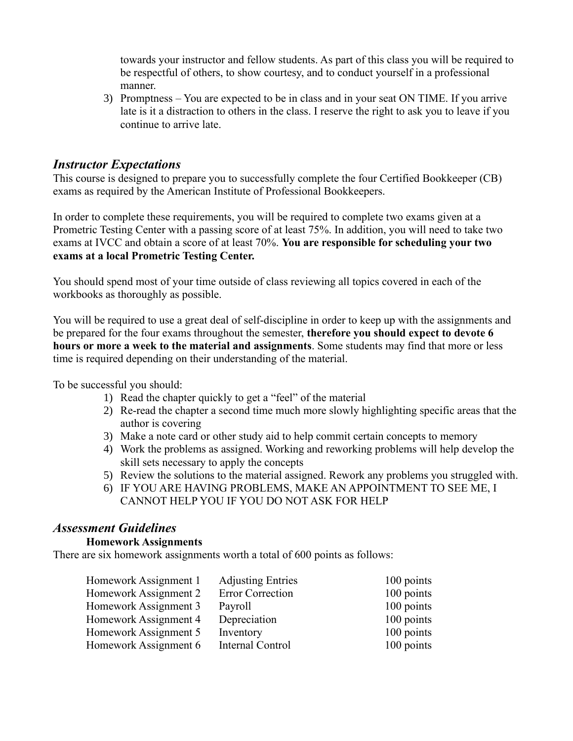towards your instructor and fellow students. As part of this class you will be required to be respectful of others, to show courtesy, and to conduct yourself in a professional manner.

3) Promptness – You are expected to be in class and in your seat ON TIME. If you arrive late is it a distraction to others in the class. I reserve the right to ask you to leave if you continue to arrive late.

## *Instructor Expectations*

This course is designed to prepare you to successfully complete the four Certified Bookkeeper (CB) exams as required by the American Institute of Professional Bookkeepers.

In order to complete these requirements, you will be required to complete two exams given at a Prometric Testing Center with a passing score of at least 75%. In addition, you will need to take two exams at IVCC and obtain a score of at least 70%. **You are responsible for scheduling your two exams at a local Prometric Testing Center.**

You should spend most of your time outside of class reviewing all topics covered in each of the workbooks as thoroughly as possible.

You will be required to use a great deal of self-discipline in order to keep up with the assignments and be prepared for the four exams throughout the semester, **therefore you should expect to devote 6 hours or more a week to the material and assignments**. Some students may find that more or less time is required depending on their understanding of the material.

To be successful you should:

1) Read the chapter quickly to get a "feel" of the material
2) Re-read the chapter a second time much more slowly highlighting specific areas that the author is covering
3) Make a note card or other study aid to help commit certain concepts to memory
4) Work the problems as assigned. Working and reworking problems will help develop the skill sets necessary to apply the concepts
5) Review the solutions to the material assigned. Rework any problems you struggled with.
6) IF YOU ARE HAVING PROBLEMS, MAKE AN APPOINTMENT TO SEE ME, I CANNOT HELP YOU IF YOU DO NOT ASK FOR HELP

## *Assessment Guidelines*

### Homework Assignments

There are six homework assignments worth a total of 600 points as follows:

| | | |
|---|---|---|
| Homework Assignment 1 | Adjusting Entries | 100 points |
| Homework Assignment 2 | Error Correction | 100 points |
| Homework Assignment 3 | Payroll | 100 points |
| Homework Assignment 4 | Depreciation | 100 points |
| Homework Assignment 5 | Inventory | 100 points |
| Homework Assignment 6 | Internal Control | 100 points |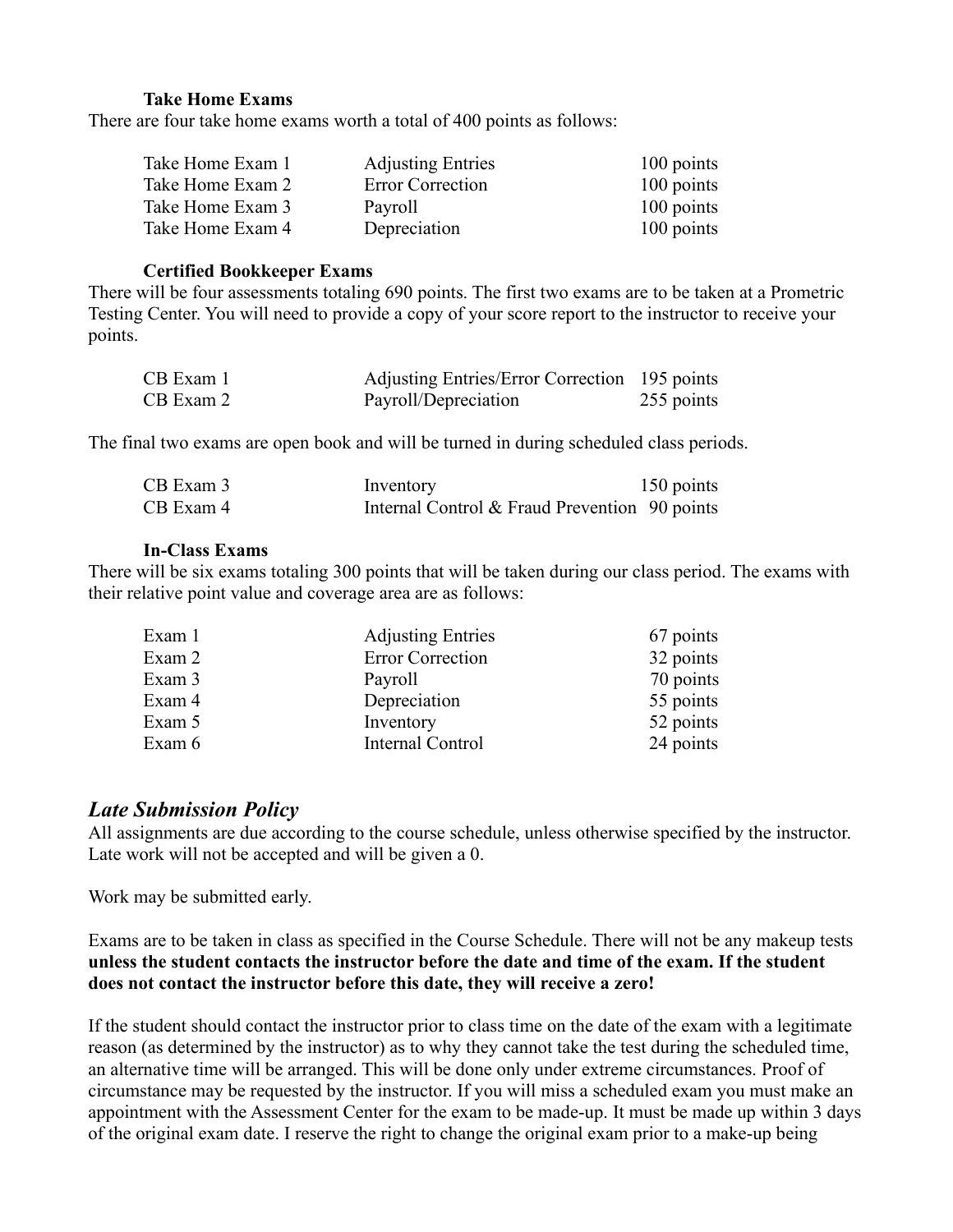**Take Home Exams**

There are four take home exams worth a total of 400 points as follows:

| | | |
|---|---|---|
| Take Home Exam 1 | Adjusting Entries | 100 points |
| Take Home Exam 2 | Error Correction | 100 points |
| Take Home Exam 3 | Payroll | 100 points |
| Take Home Exam 4 | Depreciation | 100 points |

**Certified Bookkeeper Exams**

There will be four assessments totaling 690 points. The first two exams are to be taken at a Prometric Testing Center. You will need to provide a copy of your score report to the instructor to receive your points.

| | | |
|---|---|---|
| CB Exam 1 | Adjusting Entries/Error Correction | 195 points |
| CB Exam 2 | Payroll/Depreciation | 255 points |

The final two exams are open book and will be turned in during scheduled class periods.

| | | |
|---|---|---|
| CB Exam 3 | Inventory | 150 points |
| CB Exam 4 | Internal Control & Fraud Prevention | 90 points |

**In-Class Exams**

There will be six exams totaling 300 points that will be taken during our class period. The exams with their relative point value and coverage area are as follows:

| | | |
|---|---|---|
| Exam 1 | Adjusting Entries | 67 points |
| Exam 2 | Error Correction | 32 points |
| Exam 3 | Payroll | 70 points |
| Exam 4 | Depreciation | 55 points |
| Exam 5 | Inventory | 52 points |
| Exam 6 | Internal Control | 24 points |

## *Late Submission Policy*

All assignments are due according to the course schedule, unless otherwise specified by the instructor. Late work will not be accepted and will be given a 0.

Work may be submitted early.

Exams are to be taken in class as specified in the Course Schedule. There will not be any makeup tests **unless the student contacts the instructor before the date and time of the exam. If the student does not contact the instructor before this date, they will receive a zero!**

If the student should contact the instructor prior to class time on the date of the exam with a legitimate reason (as determined by the instructor) as to why they cannot take the test during the scheduled time, an alternative time will be arranged. This will be done only under extreme circumstances. Proof of circumstance may be requested by the instructor. If you will miss a scheduled exam you must make an appointment with the Assessment Center for the exam to be made-up. It must be made up within 3 days of the original exam date. I reserve the right to change the original exam prior to a make-up being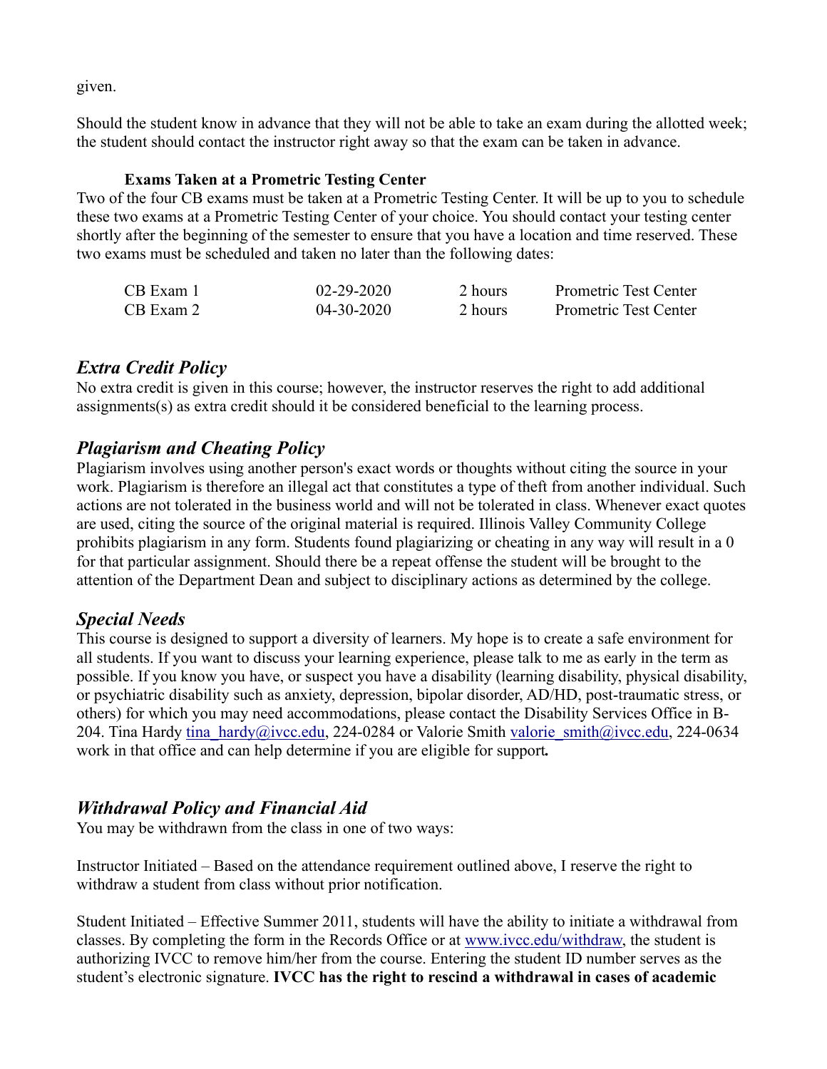given.

Should the student know in advance that they will not be able to take an exam during the allotted week; the student should contact the instructor right away so that the exam can be taken in advance.

**Exams Taken at a Prometric Testing Center**

Two of the four CB exams must be taken at a Prometric Testing Center. It will be up to you to schedule these two exams at a Prometric Testing Center of your choice. You should contact your testing center shortly after the beginning of the semester to ensure that you have a location and time reserved. These two exams must be scheduled and taken no later than the following dates:

| | | | |
|---|---|---|---|
| CB Exam 1 | 02-29-2020 | 2 hours | Prometric Test Center |
| CB Exam 2 | 04-30-2020 | 2 hours | Prometric Test Center |

## *Extra Credit Policy*

No extra credit is given in this course; however, the instructor reserves the right to add additional assignments(s) as extra credit should it be considered beneficial to the learning process.

## *Plagiarism and Cheating Policy*

Plagiarism involves using another person's exact words or thoughts without citing the source in your work. Plagiarism is therefore an illegal act that constitutes a type of theft from another individual. Such actions are not tolerated in the business world and will not be tolerated in class. Whenever exact quotes are used, citing the source of the original material is required. Illinois Valley Community College prohibits plagiarism in any form. Students found plagiarizing or cheating in any way will result in a 0 for that particular assignment. Should there be a repeat offense the student will be brought to the attention of the Department Dean and subject to disciplinary actions as determined by the college.

## *Special Needs*

This course is designed to support a diversity of learners. My hope is to create a safe environment for all students. If you want to discuss your learning experience, please talk to me as early in the term as possible. If you know you have, or suspect you have a disability (learning disability, physical disability, or psychiatric disability such as anxiety, depression, bipolar disorder, AD/HD, post-traumatic stress, or others) for which you may need accommodations, please contact the Disability Services Office in B-204. Tina Hardy tina_hardy@ivcc.edu, 224-0284 or Valorie Smith valorie_smith@ivcc.edu, 224-0634 work in that office and can help determine if you are eligible for support***.***

## *Withdrawal Policy and Financial Aid*

You may be withdrawn from the class in one of two ways:

Instructor Initiated – Based on the attendance requirement outlined above, I reserve the right to withdraw a student from class without prior notification.

Student Initiated – Effective Summer 2011, students will have the ability to initiate a withdrawal from classes. By completing the form in the Records Office or at www.ivcc.edu/withdraw, the student is authorizing IVCC to remove him/her from the course. Entering the student ID number serves as the student's electronic signature. **IVCC has the right to rescind a withdrawal in cases of academic**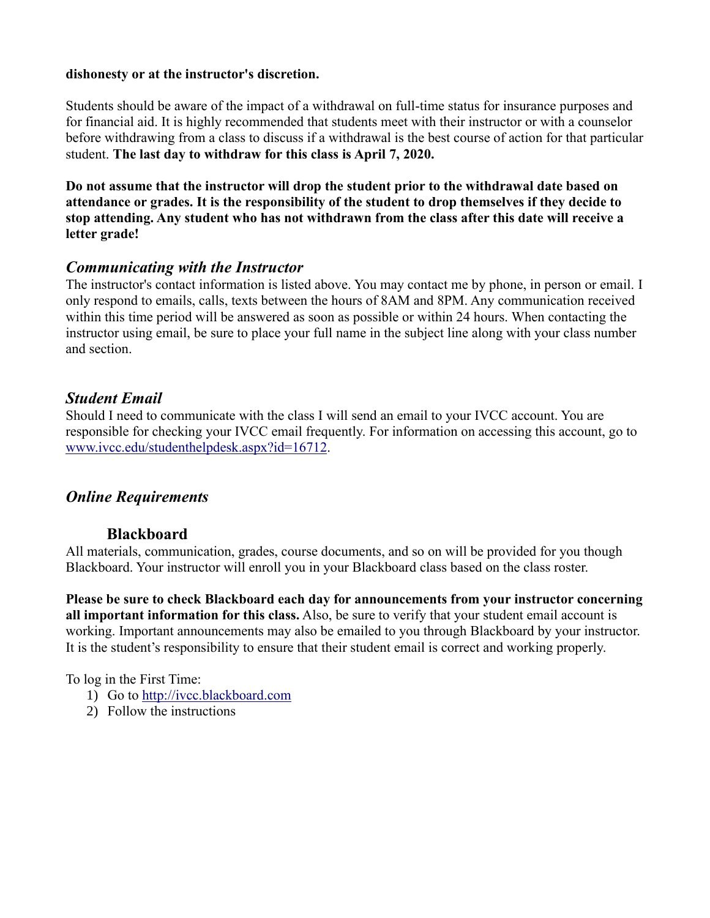**dishonesty or at the instructor's discretion.**

Students should be aware of the impact of a withdrawal on full-time status for insurance purposes and for financial aid. It is highly recommended that students meet with their instructor or with a counselor before withdrawing from a class to discuss if a withdrawal is the best course of action for that particular student. **The last day to withdraw for this class is April 7, 2020.**

**Do not assume that the instructor will drop the student prior to the withdrawal date based on attendance or grades. It is the responsibility of the student to drop themselves if they decide to stop attending. Any student who has not withdrawn from the class after this date will receive a letter grade!**

## *Communicating with the Instructor*

The instructor's contact information is listed above. You may contact me by phone, in person or email. I only respond to emails, calls, texts between the hours of 8AM and 8PM. Any communication received within this time period will be answered as soon as possible or within 24 hours. When contacting the instructor using email, be sure to place your full name in the subject line along with your class number and section.

## *Student Email*

Should I need to communicate with the class I will send an email to your IVCC account. You are responsible for checking your IVCC email frequently. For information on accessing this account, go to [www.ivcc.edu/studenthelpdesk.aspx?id=16712](www.ivcc.edu/studenthelpdesk.aspx?id=16712).

## *Online Requirements*

### Blackboard

All materials, communication, grades, course documents, and so on will be provided for you though Blackboard. Your instructor will enroll you in your Blackboard class based on the class roster.

**Please be sure to check Blackboard each day for announcements from your instructor concerning all important information for this class.** Also, be sure to verify that your student email account is working. Important announcements may also be emailed to you through Blackboard by your instructor. It is the student's responsibility to ensure that their student email is correct and working properly.

To log in the First Time:

1) Go to [http://ivcc.blackboard.com](http://ivcc.blackboard.com)
2) Follow the instructions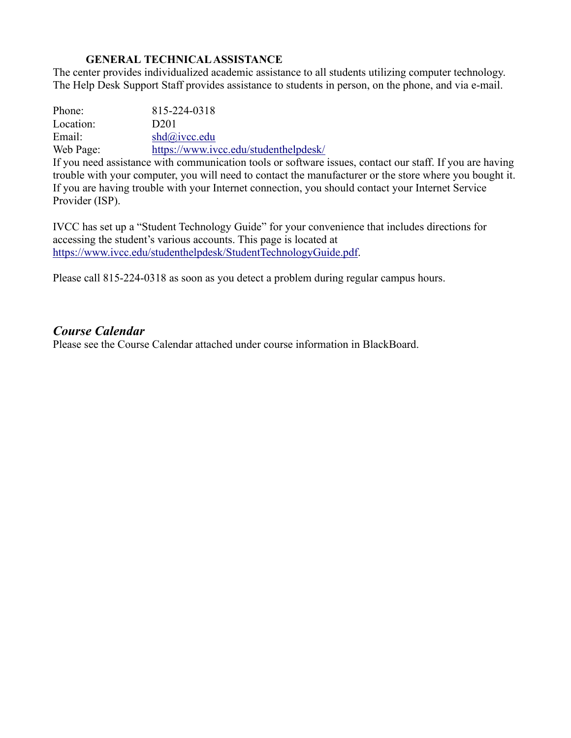**GENERAL TECHNICAL ASSISTANCE**

The center provides individualized academic assistance to all students utilizing computer technology. The Help Desk Support Staff provides assistance to students in person, on the phone, and via e-mail.

| | |
|---|---|
| Phone: | 815-224-0318 |
| Location: | D201 |
| Email: | shd@ivcc.edu |
| Web Page: | https://www.ivcc.edu/studenthelpdesk/ |

If you need assistance with communication tools or software issues, contact our staff. If you are having trouble with your computer, you will need to contact the manufacturer or the store where you bought it. If you are having trouble with your Internet connection, you should contact your Internet Service Provider (ISP).

IVCC has set up a "Student Technology Guide" for your convenience that includes directions for accessing the student's various accounts. This page is located at https://www.ivcc.edu/studenthelpdesk/StudentTechnologyGuide.pdf.

Please call 815-224-0318 as soon as you detect a problem during regular campus hours.

## *Course Calendar*

Please see the Course Calendar attached under course information in BlackBoard.